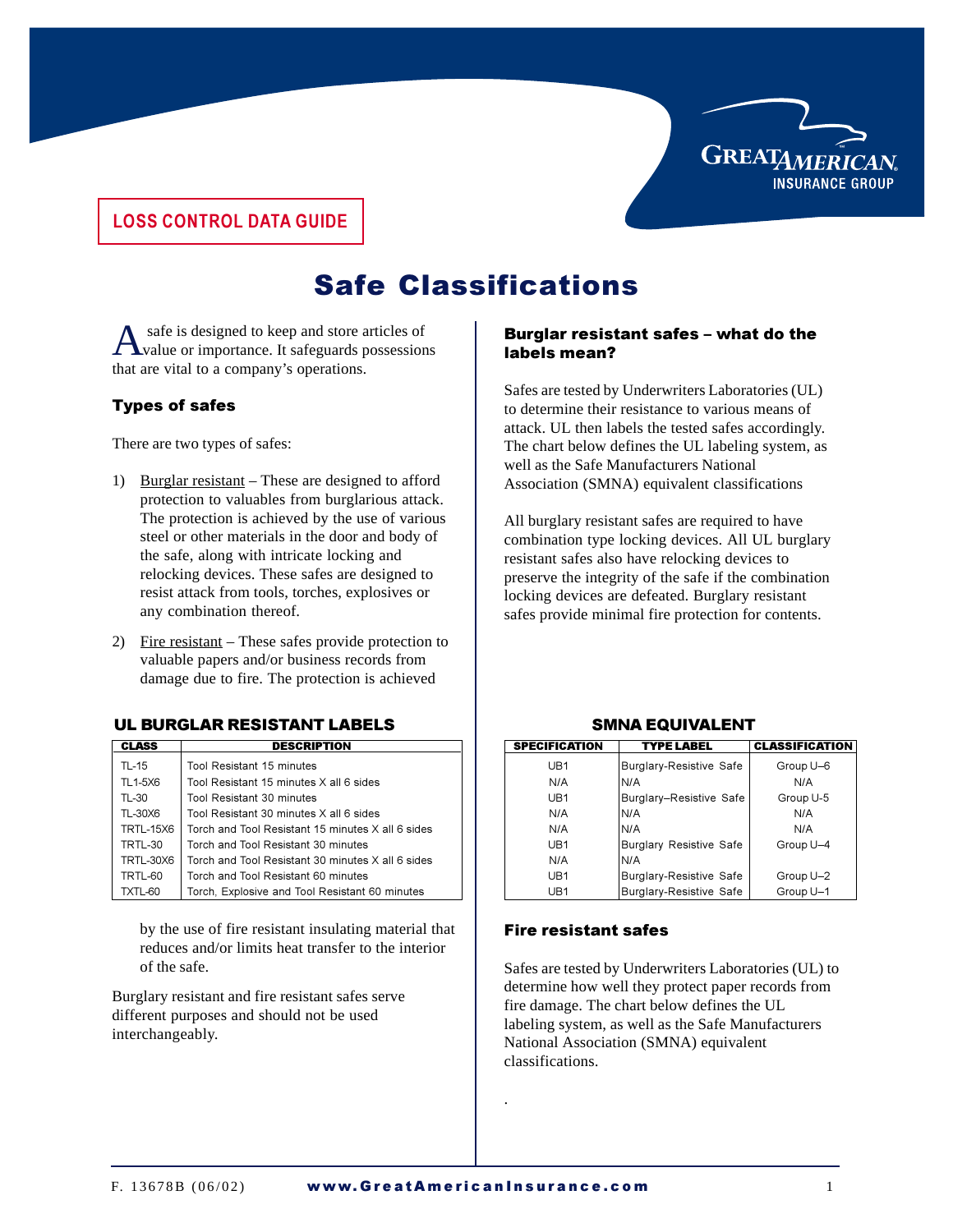LOSS CONTROL DATA GUIDE

# Safe Classifications

A safe is designed to keep and store articles of value or importance. It safeguards possessions that are vital to a company's operations.

### Types of safes

There are two types of safes:

1) Burglar resistant – These are designed to afford protection to valuables from burglarious attack. The protection is achieved by the use of various steel or other materials in the door and body of the safe, along with intricate locking and relocking devices. These safes are designed to resist attack from tools, torches, explosives or any combination thereof.

2) Fire resistant – These safes provide protection to valuable papers and/or business records from damage due to fire. The protection is achieved by the use of fire resistant insulating material that reduces and/or limits heat transfer to the interior of the safe.

**UL BURGLAR RESISTANT LABELS** / **SMNA EQUIVALENT**

| CLASS | DESCRIPTION | SPECIFICATION | TYPE LABEL | CLASSIFICATION |
|---|---|---|---|---|
| TL-15 | Tool Resistant 15 minutes | UB1 | Burglary-Resistive Safe | Group U–6 |
| TL1-5X6 | Tool Resistant 15 minutes X all 6 sides | N/A | N/A | N/A |
| TL-30 | Tool Resistant 30 minutes | UB1 | Burglary–Resistive Safe | Group U-5 |
| TL-30X6 | Tool Resistant 30 minutes X all 6 sides | N/A | N/A | N/A |
| TRTL-15X6 | Torch and Tool Resistant 15 minutes X all 6 sides | N/A | N/A | N/A |
| TRTL-30 | Torch and Tool Resistant 30 minutes | UB1 | Burglary Resistive Safe | Group U–4 |
| TRTL-30X6 | Torch and Tool Resistant 30 minutes X all 6 sides | N/A | N/A | |
| TRTL-60 | Torch and Tool Resistant 60 minutes | UB1 | Burglary-Resistive Safe | Group U–2 |
| TXTL-60 | Torch, Explosive and Tool Resistant 60 minutes | UB1 | Burglary-Resistive Safe | Group U–1 |

Burglary resistant and fire resistant safes serve different purposes and should not be used interchangeably.

### Burglar resistant safes – what do the labels mean?

Safes are tested by Underwriters Laboratories (UL) to determine their resistance to various means of attack. UL then labels the tested safes accordingly. The chart below defines the UL labeling system, as well as the Safe Manufacturers National Association (SMNA) equivalent classifications

All burglary resistant safes are required to have combination type locking devices. All UL burglary resistant safes also have relocking devices to preserve the integrity of the safe if the combination locking devices are defeated. Burglary resistant safes provide minimal fire protection for contents.

### Fire resistant safes

Safes are tested by Underwriters Laboratories (UL) to determine how well they protect paper records from fire damage. The chart below defines the UL labeling system, as well as the Safe Manufacturers National Association (SMNA) equivalent classifications.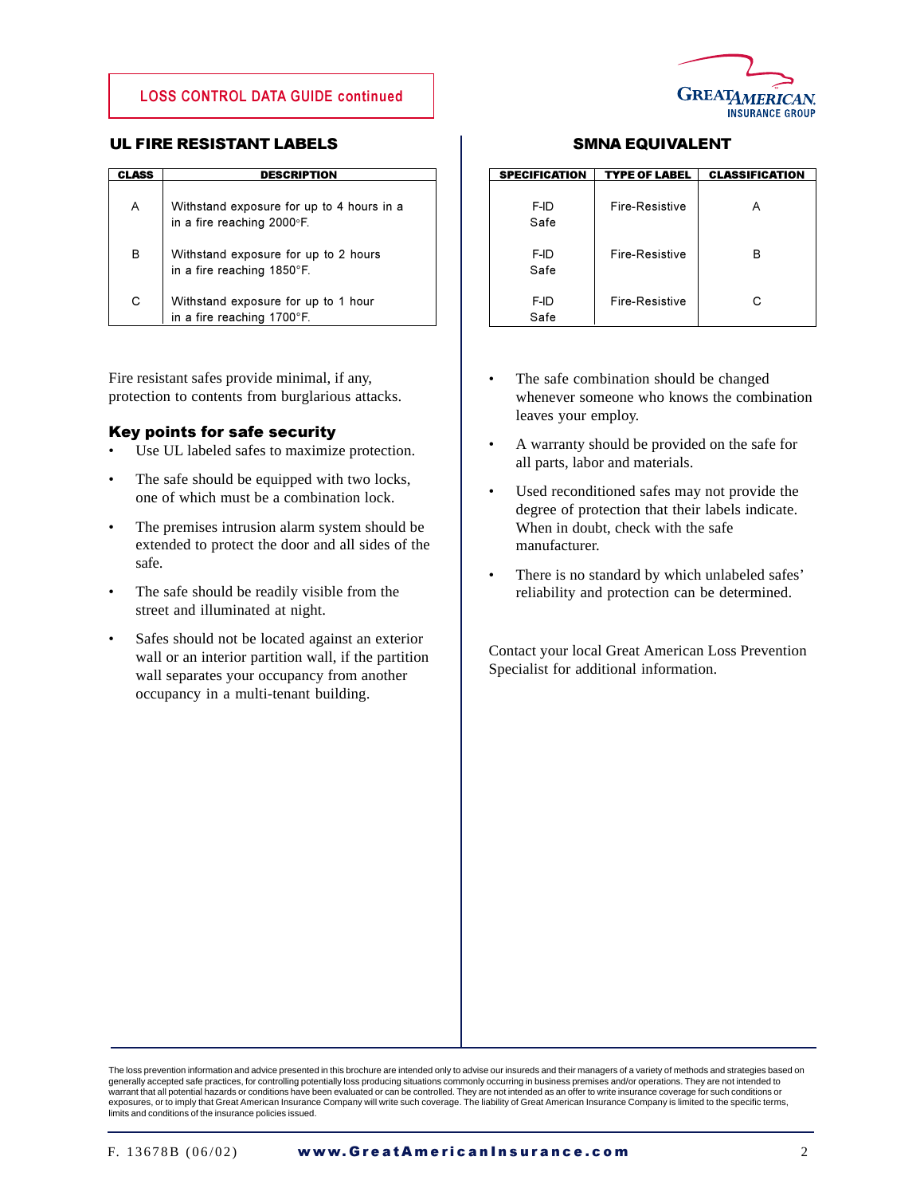LOSS CONTROL DATA GUIDE continued

## UL FIRE RESISTANT LABELS

| CLASS | DESCRIPTION |
|---|---|
| A | Withstand exposure for up to 4 hours in a in a fire reaching 2000°F. |
| B | Withstand exposure for up to 2 hours in a fire reaching 1850°F. |
| C | Withstand exposure for up to 1 hour in a fire reaching 1700°F. |

## SMNA EQUIVALENT

| SPECIFICATION | TYPE OF LABEL | CLASSIFICATION |
|---|---|---|
| F-ID Safe | Fire-Resistive | A |
| F-ID Safe | Fire-Resistive | B |
| F-ID Safe | Fire-Resistive | C |

Fire resistant safes provide minimal, if any, protection to contents from burglarious attacks.

### Key points for safe security

- Use UL labeled safes to maximize protection.
- The safe should be equipped with two locks, one of which must be a combination lock.
- The premises intrusion alarm system should be extended to protect the door and all sides of the safe.
- The safe should be readily visible from the street and illuminated at night.
- Safes should not be located against an exterior wall or an interior partition wall, if the partition wall separates your occupancy from another occupancy in a multi-tenant building.
- The safe combination should be changed whenever someone who knows the combination leaves your employ.
- A warranty should be provided on the safe for all parts, labor and materials.
- Used reconditioned safes may not provide the degree of protection that their labels indicate. When in doubt, check with the safe manufacturer.
- There is no standard by which unlabeled safes' reliability and protection can be determined.

Contact your local Great American Loss Prevention Specialist for additional information.

The loss prevention information and advice presented in this brochure are intended only to advise our insureds and their managers of a variety of methods and strategies based on generally accepted safe practices, for controlling potentially loss producing situations commonly occurring in business premises and/or operations. They are not intended to warrant that all potential hazards or conditions have been evaluated or can be controlled. They are not intended as an offer to write insurance coverage for such conditions or exposures, or to imply that Great American Insurance Company will write such coverage. The liability of Great American Insurance Company is limited to the specific terms, limits and conditions of the insurance policies issued.

F. 13678B (06/02) www.GreatAmericanInsurance.com